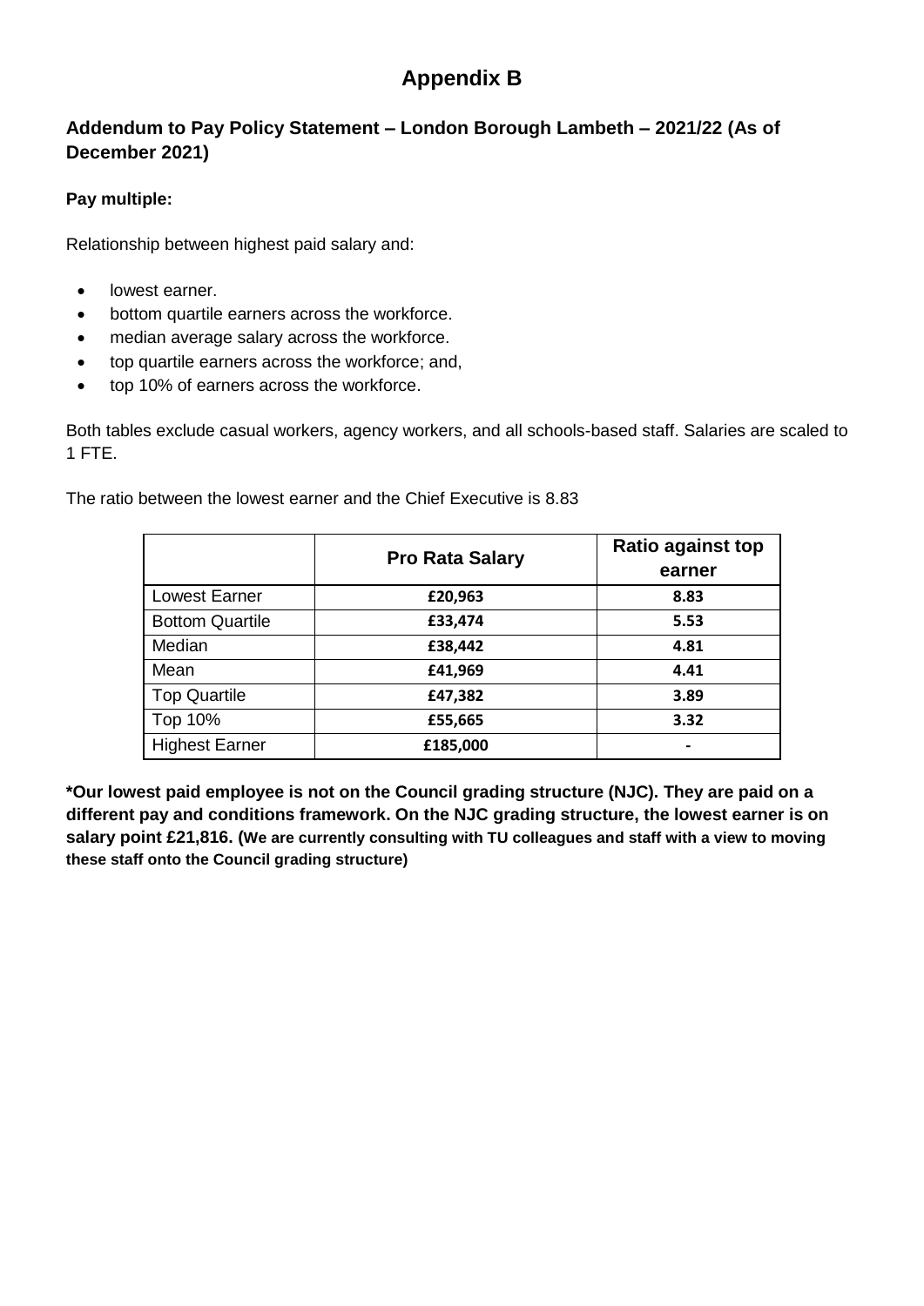# Appendix B

## Addendum to Pay Policy Statement – London Borough Lambeth – 2021/22 (As of December 2021)

**Pay multiple:**

Relationship between highest paid salary and:

- lowest earner.
- bottom quartile earners across the workforce.
- median average salary across the workforce.
- top quartile earners across the workforce; and,
- top 10% of earners across the workforce.

Both tables exclude casual workers, agency workers, and all schools-based staff. Salaries are scaled to 1 FTE.

The ratio between the lowest earner and the Chief Executive is 8.83

| | Pro Rata Salary | Ratio against top earner |
|---|---|---|
| Lowest Earner | £20,963 | 8.83 |
| Bottom Quartile | £33,474 | 5.53 |
| Median | £38,442 | 4.81 |
| Mean | £41,969 | 4.41 |
| Top Quartile | £47,382 | 3.89 |
| Top 10% | £55,665 | 3.32 |
| Highest Earner | £185,000 | - |

**\*Our lowest paid employee is not on the Council grading structure (NJC). They are paid on a different pay and conditions framework. On the NJC grading structure, the lowest earner is on salary point £21,816. (We are currently consulting with TU colleagues and staff with a view to moving these staff onto the Council grading structure)**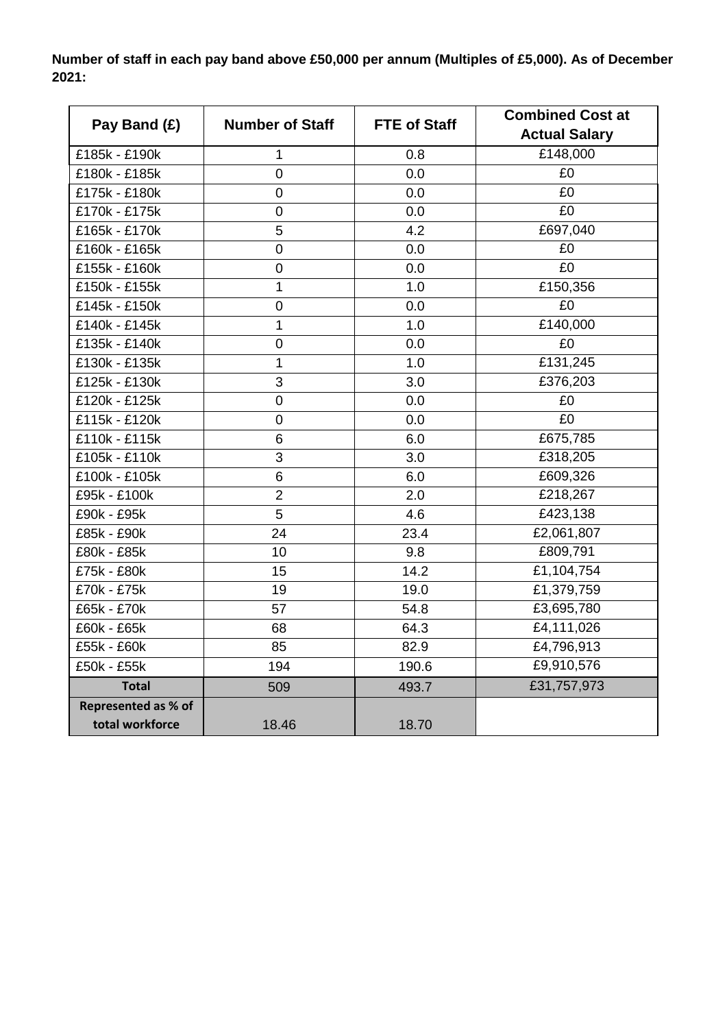**Number of staff in each pay band above £50,000 per annum (Multiples of £5,000). As of December 2021:**

| Pay Band (£) | Number of Staff | FTE of Staff | Combined Cost at Actual Salary |
|---|---|---|---|
| £185k - £190k | 1 | 0.8 | £148,000 |
| £180k - £185k | 0 | 0.0 | £0 |
| £175k - £180k | 0 | 0.0 | £0 |
| £170k - £175k | 0 | 0.0 | £0 |
| £165k - £170k | 5 | 4.2 | £697,040 |
| £160k - £165k | 0 | 0.0 | £0 |
| £155k - £160k | 0 | 0.0 | £0 |
| £150k - £155k | 1 | 1.0 | £150,356 |
| £145k - £150k | 0 | 0.0 | £0 |
| £140k - £145k | 1 | 1.0 | £140,000 |
| £135k - £140k | 0 | 0.0 | £0 |
| £130k - £135k | 1 | 1.0 | £131,245 |
| £125k - £130k | 3 | 3.0 | £376,203 |
| £120k - £125k | 0 | 0.0 | £0 |
| £115k - £120k | 0 | 0.0 | £0 |
| £110k - £115k | 6 | 6.0 | £675,785 |
| £105k - £110k | 3 | 3.0 | £318,205 |
| £100k - £105k | 6 | 6.0 | £609,326 |
| £95k - £100k | 2 | 2.0 | £218,267 |
| £90k - £95k | 5 | 4.6 | £423,138 |
| £85k - £90k | 24 | 23.4 | £2,061,807 |
| £80k - £85k | 10 | 9.8 | £809,791 |
| £75k - £80k | 15 | 14.2 | £1,104,754 |
| £70k - £75k | 19 | 19.0 | £1,379,759 |
| £65k - £70k | 57 | 54.8 | £3,695,780 |
| £60k - £65k | 68 | 64.3 | £4,111,026 |
| £55k - £60k | 85 | 82.9 | £4,796,913 |
| £50k - £55k | 194 | 190.6 | £9,910,576 |
| **Total** | 509 | 493.7 | £31,757,973 |
| **Represented as % of total workforce** | 18.46 | 18.70 | |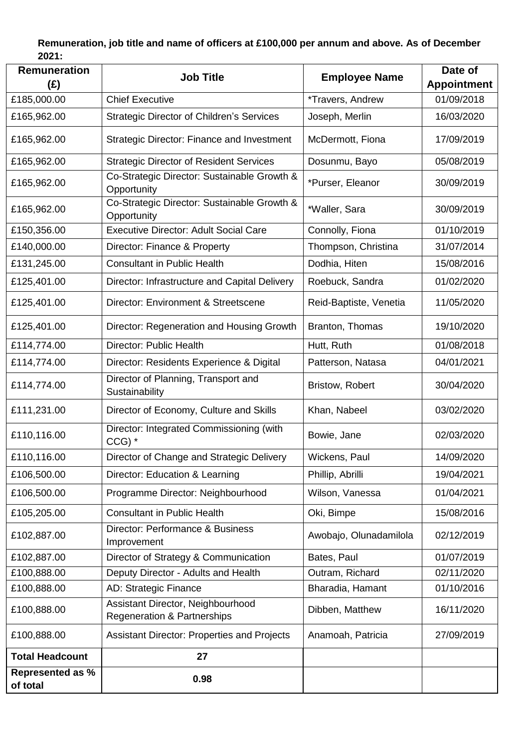**Remuneration, job title and name of officers at £100,000 per annum and above. As of December 2021:**

| Remuneration (£) | Job Title | Employee Name | Date of Appointment |
|---|---|---|---|
| £185,000.00 | Chief Executive | *Travers, Andrew | 01/09/2018 |
| £165,962.00 | Strategic Director of Children's Services | Joseph, Merlin | 16/03/2020 |
| £165,962.00 | Strategic Director: Finance and Investment | McDermott, Fiona | 17/09/2019 |
| £165,962.00 | Strategic Director of Resident Services | Dosunmu, Bayo | 05/08/2019 |
| £165,962.00 | Co-Strategic Director: Sustainable Growth & Opportunity | *Purser, Eleanor | 30/09/2019 |
| £165,962.00 | Co-Strategic Director: Sustainable Growth & Opportunity | *Waller, Sara | 30/09/2019 |
| £150,356.00 | Executive Director: Adult Social Care | Connolly, Fiona | 01/10/2019 |
| £140,000.00 | Director: Finance & Property | Thompson, Christina | 31/07/2014 |
| £131,245.00 | Consultant in Public Health | Dodhia, Hiten | 15/08/2016 |
| £125,401.00 | Director: Infrastructure and Capital Delivery | Roebuck, Sandra | 01/02/2020 |
| £125,401.00 | Director: Environment & Streetscene | Reid-Baptiste, Venetia | 11/05/2020 |
| £125,401.00 | Director: Regeneration and Housing Growth | Branton, Thomas | 19/10/2020 |
| £114,774.00 | Director: Public Health | Hutt, Ruth | 01/08/2018 |
| £114,774.00 | Director: Residents Experience & Digital | Patterson, Natasa | 04/01/2021 |
| £114,774.00 | Director of Planning, Transport and Sustainability | Bristow, Robert | 30/04/2020 |
| £111,231.00 | Director of Economy, Culture and Skills | Khan, Nabeel | 03/02/2020 |
| £110,116.00 | Director: Integrated Commissioning (with CCG) * | Bowie, Jane | 02/03/2020 |
| £110,116.00 | Director of Change and Strategic Delivery | Wickens, Paul | 14/09/2020 |
| £106,500.00 | Director: Education & Learning | Phillip, Abrilli | 19/04/2021 |
| £106,500.00 | Programme Director: Neighbourhood | Wilson, Vanessa | 01/04/2021 |
| £105,205.00 | Consultant in Public Health | Oki, Bimpe | 15/08/2016 |
| £102,887.00 | Director: Performance & Business Improvement | Awobajo, Olunadamilola | 02/12/2019 |
| £102,887.00 | Director of Strategy & Communication | Bates, Paul | 01/07/2019 |
| £100,888.00 | Deputy Director - Adults and Health | Outram, Richard | 02/11/2020 |
| £100,888.00 | AD: Strategic Finance | Bharadia, Hamant | 01/10/2016 |
| £100,888.00 | Assistant Director, Neighbourhood Regeneration & Partnerships | Dibben, Matthew | 16/11/2020 |
| £100,888.00 | Assistant Director: Properties and Projects | Anamoah, Patricia | 27/09/2019 |
| **Total Headcount** | **27** | | |
| **Represented as % of total** | **0.98** | | |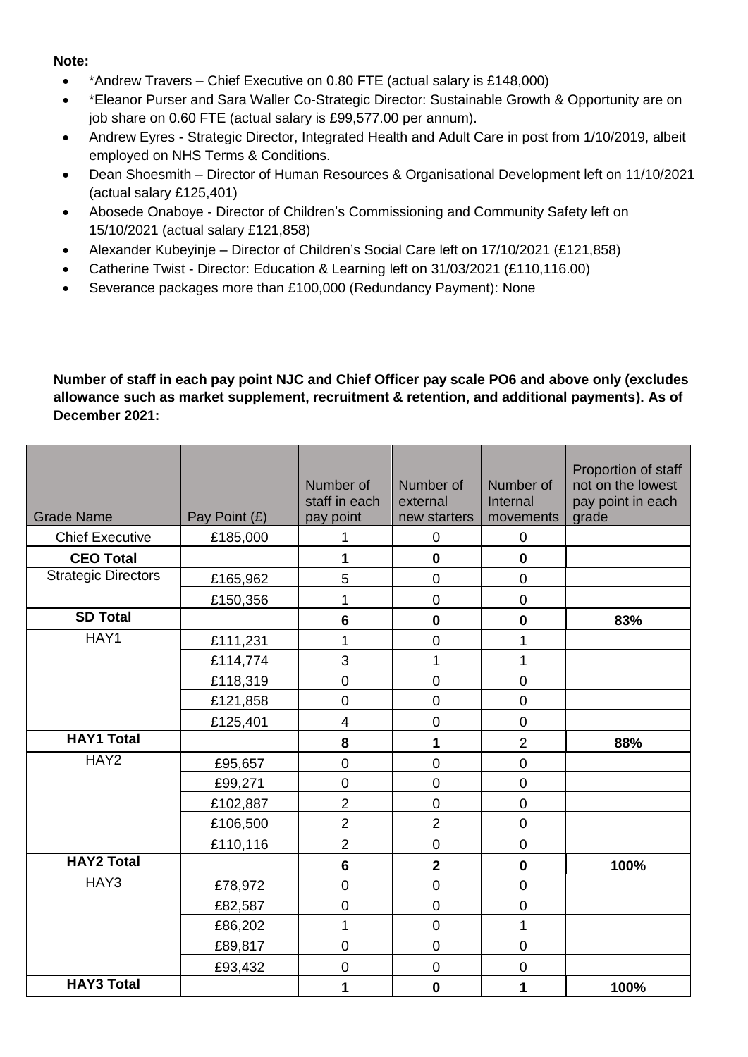**Note:**

- *Andrew Travers – Chief Executive on 0.80 FTE (actual salary is £148,000)
- *Eleanor Purser and Sara Waller Co-Strategic Director: Sustainable Growth & Opportunity are on job share on 0.60 FTE (actual salary is £99,577.00 per annum).
- Andrew Eyres - Strategic Director, Integrated Health and Adult Care in post from 1/10/2019, albeit employed on NHS Terms & Conditions.
- Dean Shoesmith – Director of Human Resources & Organisational Development left on 11/10/2021 (actual salary £125,401)
- Abosede Onaboye - Director of Children's Commissioning and Community Safety left on 15/10/2021 (actual salary £121,858)
- Alexander Kubeyinje – Director of Children's Social Care left on 17/10/2021 (£121,858)
- Catherine Twist - Director: Education & Learning left on 31/03/2021 (£110,116.00)
- Severance packages more than £100,000 (Redundancy Payment): None

**Number of staff in each pay point NJC and Chief Officer pay scale PO6 and above only (excludes allowance such as market supplement, recruitment & retention, and additional payments). As of December 2021:**

| Grade Name | Pay Point (£) | Number of staff in each pay point | Number of external new starters | Number of Internal movements | Proportion of staff not on the lowest pay point in each grade |
|---|---|---|---|---|---|
| Chief Executive | £185,000 | 1 | 0 | 0 | |
| **CEO Total** | | **1** | **0** | **0** | |
| Strategic Directors | £165,962 | 5 | 0 | 0 | |
| | £150,356 | 1 | 0 | 0 | |
| **SD Total** | | **6** | **0** | **0** | **83%** |
| HAY1 | £111,231 | 1 | 0 | 1 | |
| | £114,774 | 3 | 1 | 1 | |
| | £118,319 | 0 | 0 | 0 | |
| | £121,858 | 0 | 0 | 0 | |
| | £125,401 | 4 | 0 | 0 | |
| **HAY1 Total** | | **8** | **1** | 2 | **88%** |
| HAY2 | £95,657 | 0 | 0 | 0 | |
| | £99,271 | 0 | 0 | 0 | |
| | £102,887 | 2 | 0 | 0 | |
| | £106,500 | 2 | 2 | 0 | |
| | £110,116 | 2 | 0 | 0 | |
| **HAY2 Total** | | **6** | **2** | **0** | **100%** |
| HAY3 | £78,972 | 0 | 0 | 0 | |
| | £82,587 | 0 | 0 | 0 | |
| | £86,202 | 1 | 0 | 1 | |
| | £89,817 | 0 | 0 | 0 | |
| | £93,432 | 0 | 0 | 0 | |
| **HAY3 Total** | | **1** | **0** | **1** | **100%** |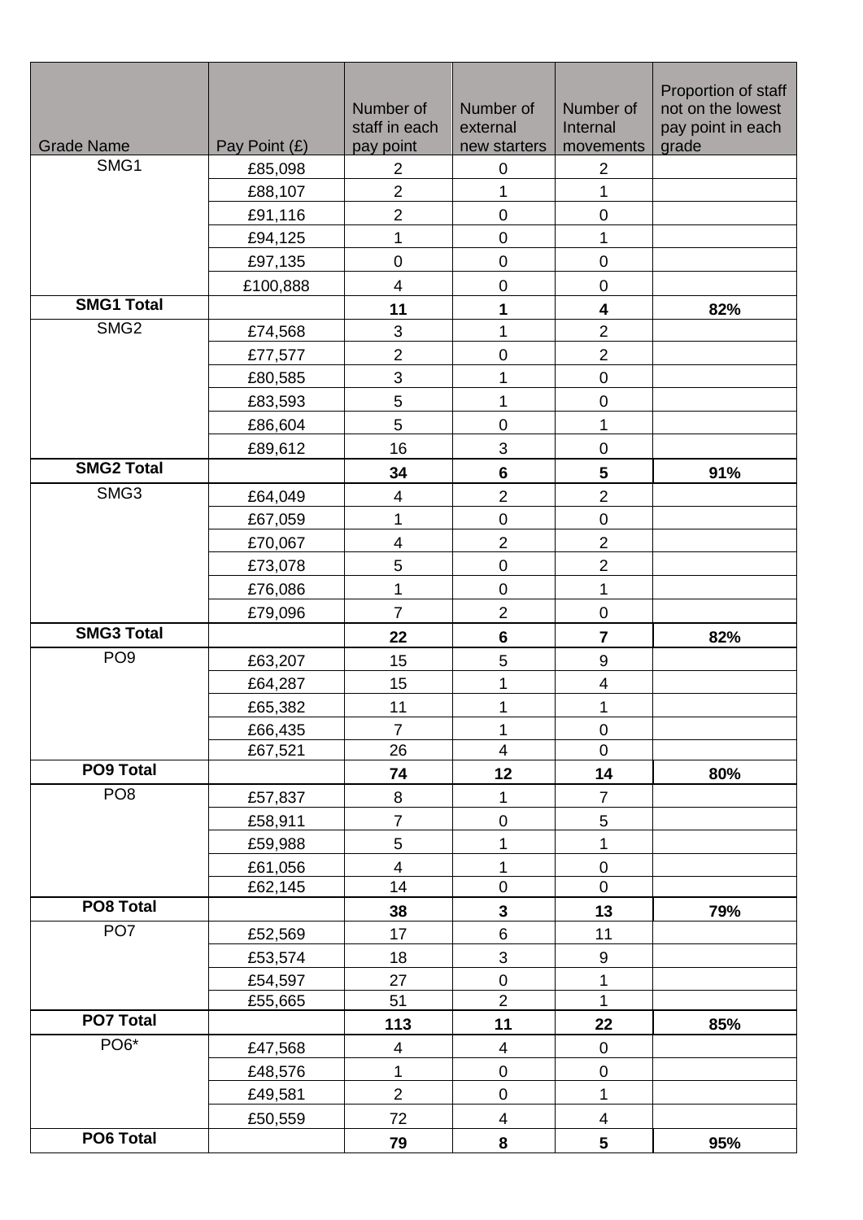| Grade Name | Pay Point (£) | Number of staff in each pay point | Number of external new starters | Number of Internal movements | Proportion of staff not on the lowest pay point in each grade |
|---|---|---|---|---|---|
| SMG1 | £85,098 | 2 | 0 | 2 | |
| | £88,107 | 2 | 1 | 1 | |
| | £91,116 | 2 | 0 | 0 | |
| | £94,125 | 1 | 0 | 1 | |
| | £97,135 | 0 | 0 | 0 | |
| | £100,888 | 4 | 0 | 0 | |
| **SMG1 Total** | | **11** | **1** | **4** | **82%** |
| SMG2 | £74,568 | 3 | 1 | 2 | |
| | £77,577 | 2 | 0 | 2 | |
| | £80,585 | 3 | 1 | 0 | |
| | £83,593 | 5 | 1 | 0 | |
| | £86,604 | 5 | 0 | 1 | |
| | £89,612 | 16 | 3 | 0 | |
| **SMG2 Total** | | **34** | **6** | **5** | **91%** |
| SMG3 | £64,049 | 4 | 2 | 2 | |
| | £67,059 | 1 | 0 | 0 | |
| | £70,067 | 4 | 2 | 2 | |
| | £73,078 | 5 | 0 | 2 | |
| | £76,086 | 1 | 0 | 1 | |
| | £79,096 | 7 | 2 | 0 | |
| **SMG3 Total** | | **22** | **6** | **7** | **82%** |
| PO9 | £63,207 | 15 | 5 | 9 | |
| | £64,287 | 15 | 1 | 4 | |
| | £65,382 | 11 | 1 | 1 | |
| | £66,435 | 7 | 1 | 0 | |
| | £67,521 | 26 | 4 | 0 | |
| **PO9 Total** | | **74** | **12** | **14** | **80%** |
| PO8 | £57,837 | 8 | 1 | 7 | |
| | £58,911 | 7 | 0 | 5 | |
| | £59,988 | 5 | 1 | 1 | |
| | £61,056 | 4 | 1 | 0 | |
| | £62,145 | 14 | 0 | 0 | |
| **PO8 Total** | | **38** | **3** | **13** | **79%** |
| PO7 | £52,569 | 17 | 6 | 11 | |
| | £53,574 | 18 | 3 | 9 | |
| | £54,597 | 27 | 0 | 1 | |
| | £55,665 | 51 | 2 | 1 | |
| **PO7 Total** | | **113** | **11** | **22** | **85%** |
| PO6* | £47,568 | 4 | 4 | 0 | |
| | £48,576 | 1 | 0 | 0 | |
| | £49,581 | 2 | 0 | 1 | |
| | £50,559 | 72 | 4 | 4 | |
| **PO6 Total** | | **79** | **8** | **5** | **95%** |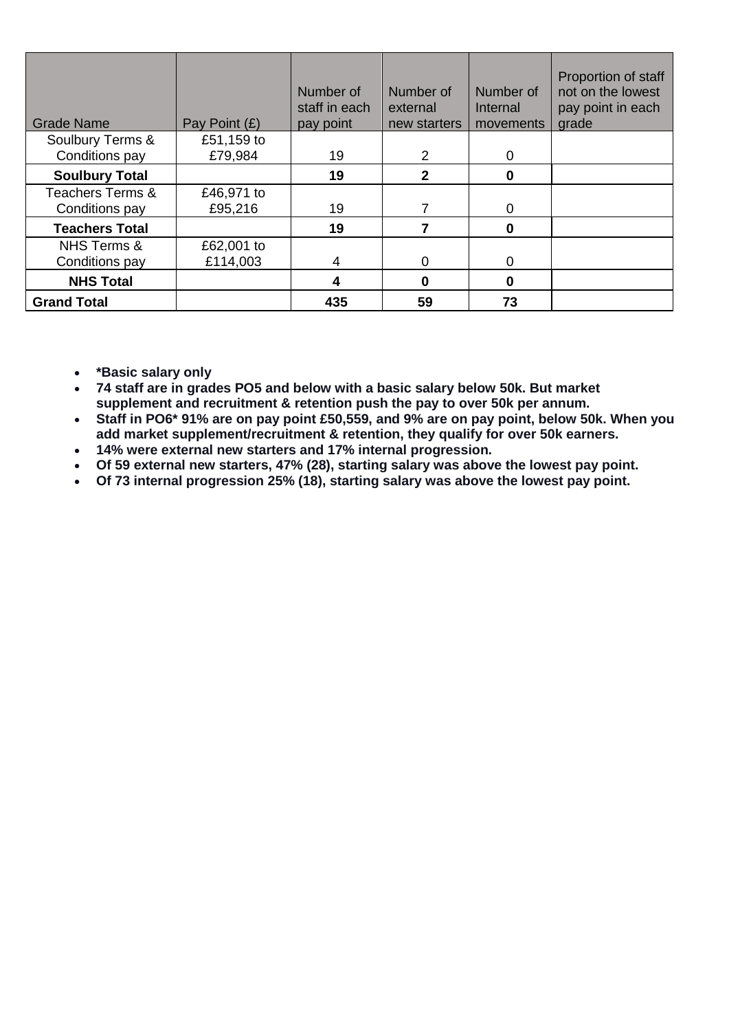| Grade Name | Pay Point (£) | Number of staff in each pay point | Number of external new starters | Number of Internal movements | Proportion of staff not on the lowest pay point in each grade |
|---|---|---|---|---|---|
| Soulbury Terms & Conditions pay | £51,159 to £79,984 | 19 | 2 | 0 | |
| **Soulbury Total** | | **19** | **2** | **0** | |
| Teachers Terms & Conditions pay | £46,971 to £95,216 | 19 | 7 | 0 | |
| **Teachers Total** | | **19** | **7** | **0** | |
| NHS Terms & Conditions pay | £62,001 to £114,003 | 4 | 0 | 0 | |
| **NHS Total** | | **4** | **0** | **0** | |
| **Grand Total** | | **435** | **59** | **73** | |

- ***Basic salary only**
- **74 staff are in grades PO5 and below with a basic salary below 50k. But market supplement and recruitment & retention push the pay to over 50k per annum.**
- **Staff in PO6* 91% are on pay point £50,559, and 9% are on pay point, below 50k. When you add market supplement/recruitment & retention, they qualify for over 50k earners.**
- **14% were external new starters and 17% internal progression.**
- **Of 59 external new starters, 47% (28), starting salary was above the lowest pay point.**
- **Of 73 internal progression 25% (18), starting salary was above the lowest pay point.**